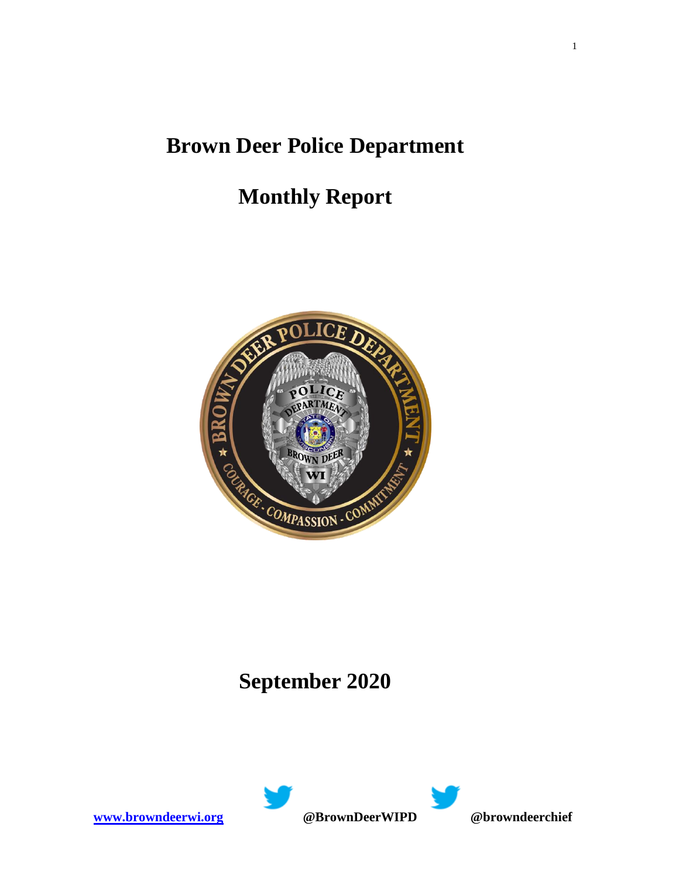# Brown Deer Police Department

# Monthly Report

# September 2020

[www.browndeerwi.org](http://www.browndeerwi.org) @BrownDeerWIPD @browndeerchief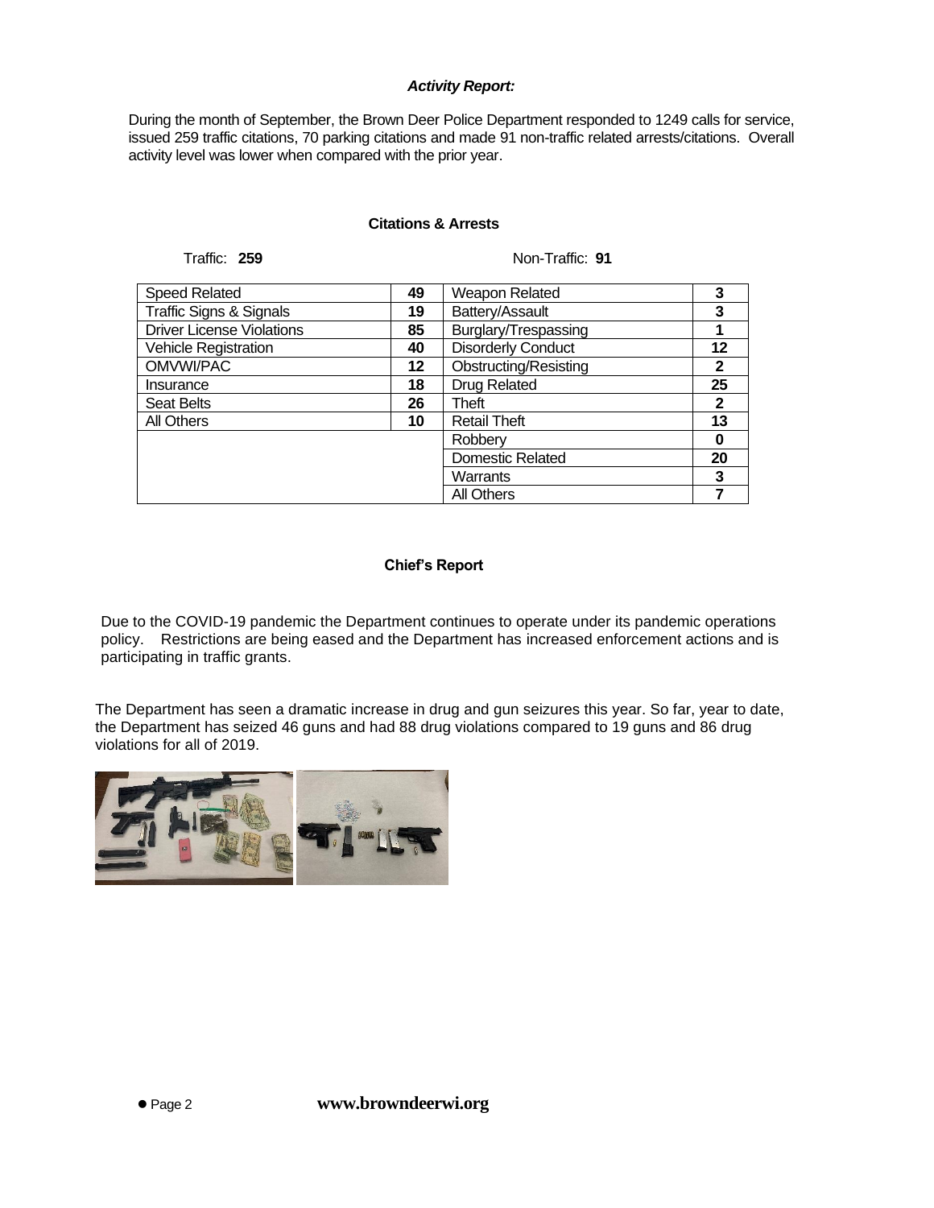### *Activity Report:*

During the month of September, the Brown Deer Police Department responded to 1249 calls for service, issued 259 traffic citations, 70 parking citations and made 91 non-traffic related arrests/citations. Overall activity level was lower when compared with the prior year.

#### Citations & Arrests

Traffic: **259** Non-Traffic: **91**

| Traffic | | Non-Traffic | |
|---|---|---|---|
| Speed Related | **49** | Weapon Related | **3** |
| Traffic Signs & Signals | **19** | Battery/Assault | **3** |
| Driver License Violations | **85** | Burglary/Trespassing | **1** |
| Vehicle Registration | **40** | Disorderly Conduct | **12** |
| OMVWI/PAC | **12** | Obstructing/Resisting | **2** |
| Insurance | **18** | Drug Related | **25** |
| Seat Belts | **26** | Theft | **2** |
| All Others | **10** | Retail Theft | **13** |
| | | Robbery | **0** |
| | | Domestic Related | **20** |
| | | Warrants | **3** |
| | | All Others | **7** |

#### Chief's Report

Due to the COVID-19 pandemic the Department continues to operate under its pandemic operations policy. Restrictions are being eased and the Department has increased enforcement actions and is participating in traffic grants.

The Department has seen a dramatic increase in drug and gun seizures this year. So far, year to date, the Department has seized 46 guns and had 88 drug violations compared to 19 guns and 86 drug violations for all of 2019.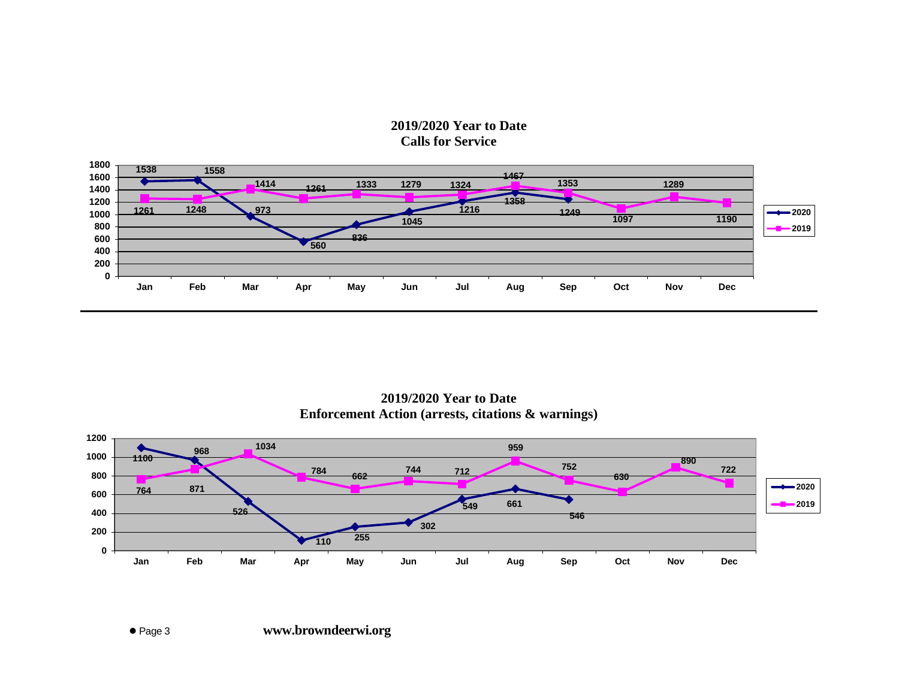## 2019/2020 Year to Date Calls for Service

| Month | 2020 | 2019 |
|---|---|---|
| Jan | 1538 | 1261 |
| Feb | 1558 | 1248 |
| Mar | 973 | 1414 |
| Apr | 560 | 1261 |
| May | 836 | 1333 |
| Jun | 1045 | 1279 |
| Jul | 1216 | 1324 |
| Aug | 1358 | 1467 |
| Sep | 1249 | 1353 |
| Oct | | 1097 |
| Nov | | 1289 |
| Dec | | 1190 |

## 2019/2020 Year to Date Enforcement Action (arrests, citations & warnings)

| Month | 2020 | 2019 |
|---|---|---|
| Jan | 1100 | 764 |
| Feb | 968 | 871 |
| Mar | 526 | 1034 |
| Apr | 110 | 784 |
| May | 255 | 662 |
| Jun | 302 | 744 |
| Jul | 549 | 712 |
| Aug | 661 | 959 |
| Sep | 546 | 752 |
| Oct | | 630 |
| Nov | | 890 |
| Dec | | 722 |

www.browndeerwi.org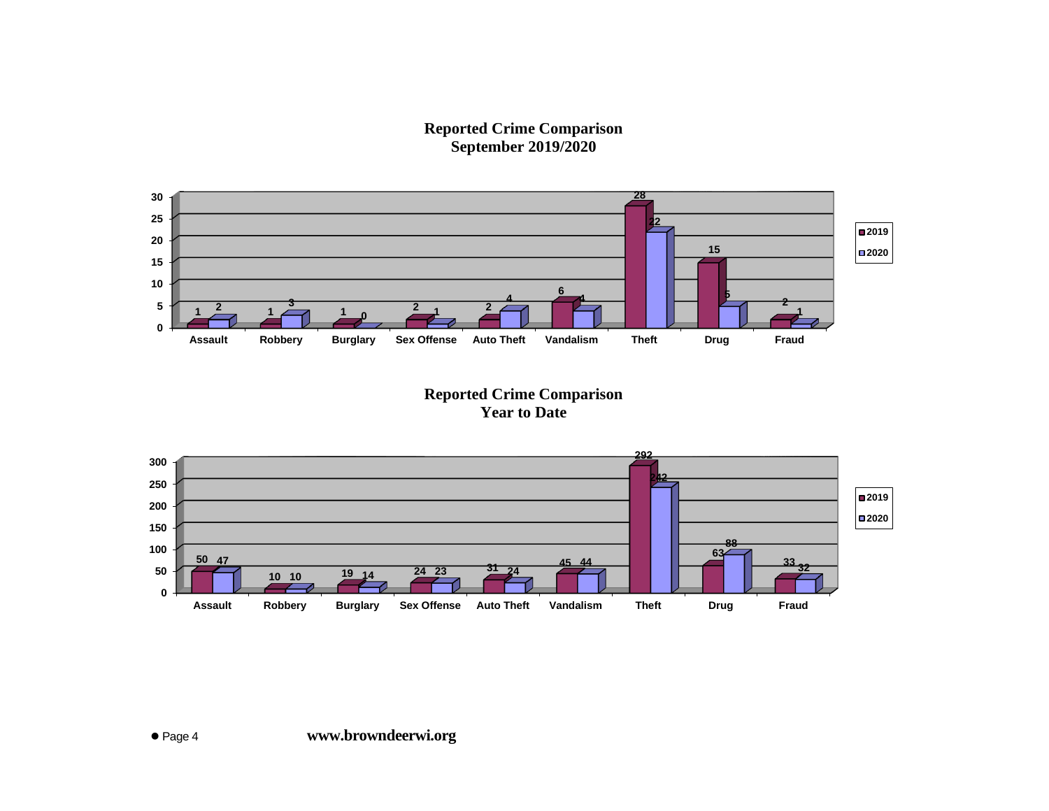## Reported Crime Comparison
## September 2019/2020

| | Assault | Robbery | Burglary | Sex Offense | Auto Theft | Vandalism | Theft | Drug | Fraud |
|---|---|---|---|---|---|---|---|---|---|
| 2019 | 1 | 1 | 1 | 2 | 2 | 6 | 28 | 15 | 2 |
| 2020 | 2 | 3 | 0 | 1 | 4 | 4 | 22 | 5 | 1 |

## Reported Crime Comparison
## Year to Date

| | Assault | Robbery | Burglary | Sex Offense | Auto Theft | Vandalism | Theft | Drug | Fraud |
|---|---|---|---|---|---|---|---|---|---|
| 2019 | 50 | 10 | 19 | 24 | 31 | 45 | 292 | 63 | 33 |
| 2020 | 47 | 10 | 14 | 23 | 24 | 44 | 242 | 88 | 32 |

www.browndeerwi.org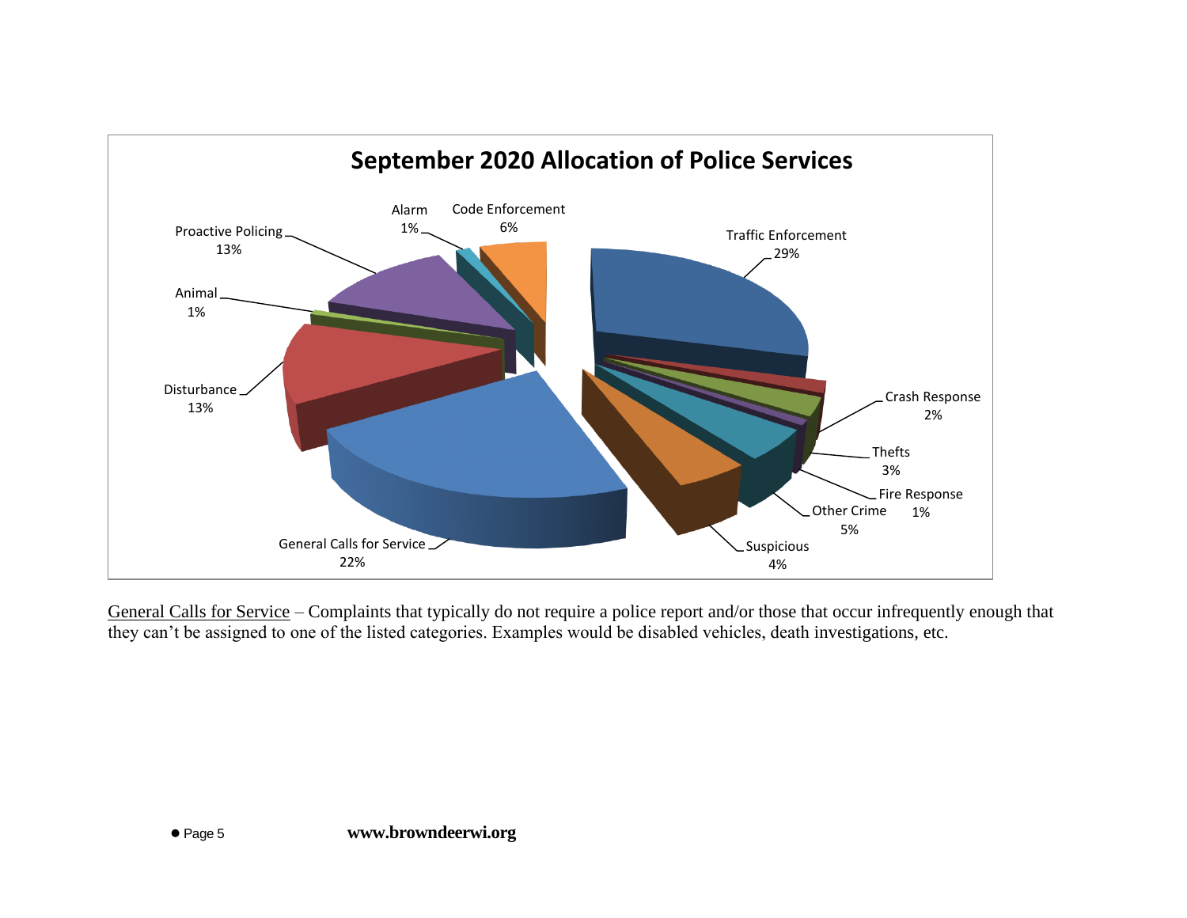## September 2020 Allocation of Police Services

| Category | Percentage |
|---|---|
| Traffic Enforcement | 29% |
| Crash Response | 2% |
| Thefts | 3% |
| Fire Response | 1% |
| Other Crime | 5% |
| Suspicious | 4% |
| General Calls for Service | 22% |
| Disturbance | 13% |
| Animal | 1% |
| Proactive Policing | 13% |
| Alarm | 1% |
| Code Enforcement | 6% |

General Calls for Service – Complaints that typically do not require a police report and/or those that occur infrequently enough that they can't be assigned to one of the listed categories. Examples would be disabled vehicles, death investigations, etc.

**www.browndeerwi.org**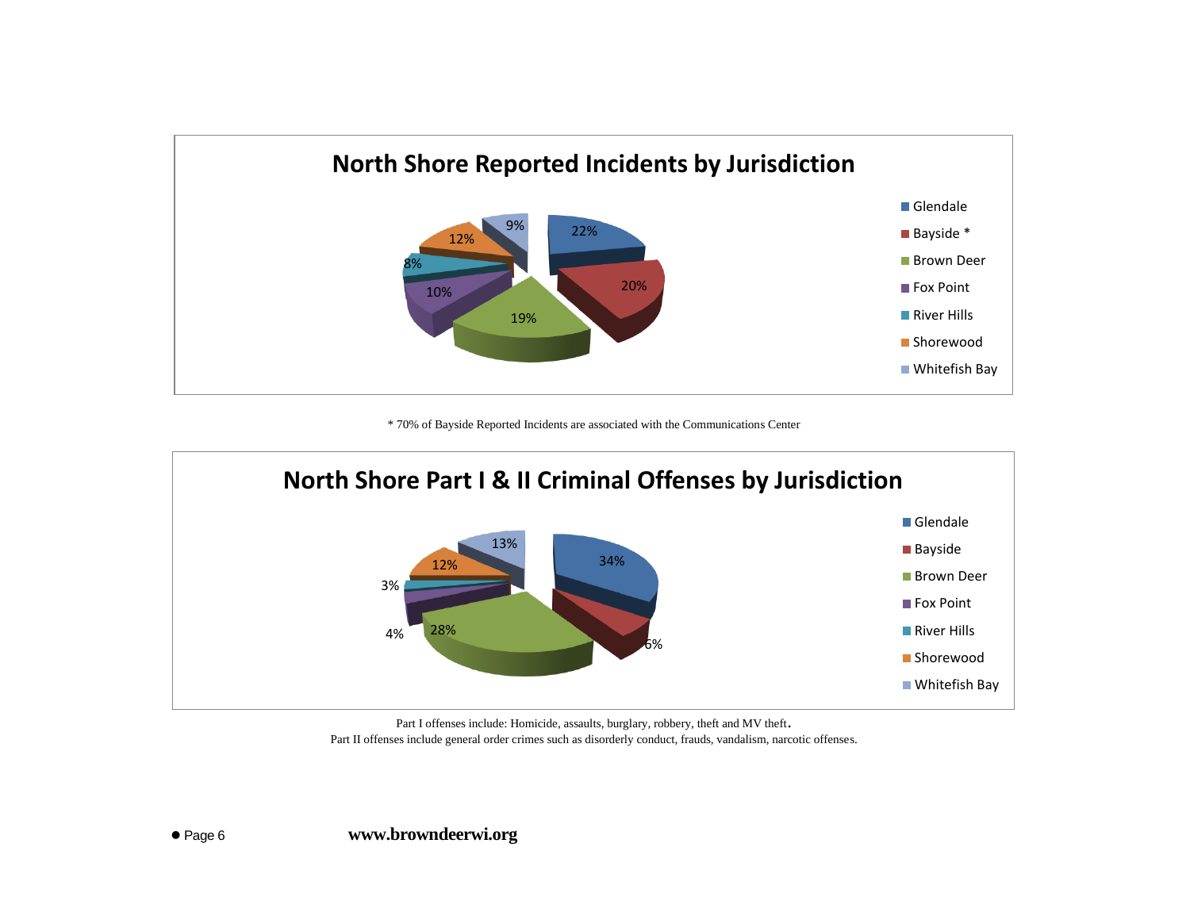## North Shore Reported Incidents by Jurisdiction

| Jurisdiction | Percentage |
| --- | --- |
| Glendale | 22% |
| Bayside * | 20% |
| Brown Deer | 19% |
| Fox Point | 10% |
| River Hills | 8% |
| Shorewood | 12% |
| Whitefish Bay | 9% |

* 70% of Bayside Reported Incidents are associated with the Communications Center

## North Shore Part I & II Criminal Offenses by Jurisdiction

| Jurisdiction | Percentage |
| --- | --- |
| Glendale | 34% |
| Bayside | 6% |
| Brown Deer | 28% |
| Fox Point | 4% |
| River Hills | 3% |
| Shorewood | 12% |
| Whitefish Bay | 13% |

Part I offenses include: Homicide, assaults, burglary, robbery, theft and MV theft.

Part II offenses include general order crimes such as disorderly conduct, frauds, vandalism, narcotic offenses.

**www.browndeerwi.org**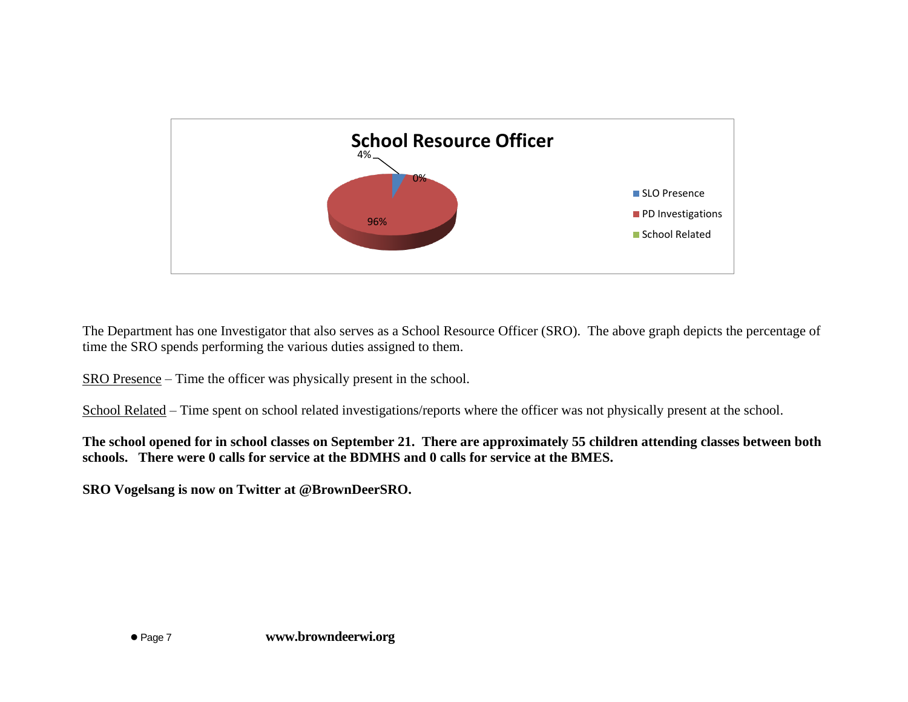School Resource Officer

4%

0%

96%

SLO Presence

PD Investigations

School Related

The Department has one Investigator that also serves as a School Resource Officer (SRO). The above graph depicts the percentage of time the SRO spends performing the various duties assigned to them.

SRO Presence – Time the officer was physically present in the school.

School Related – Time spent on school related investigations/reports where the officer was not physically present at the school.

**The school opened for in school classes on September 21. There are approximately 55 children attending classes between both schools. There were 0 calls for service at the BDMHS and 0 calls for service at the BMES.**

**SRO Vogelsang is now on Twitter at @BrownDeerSRO.**